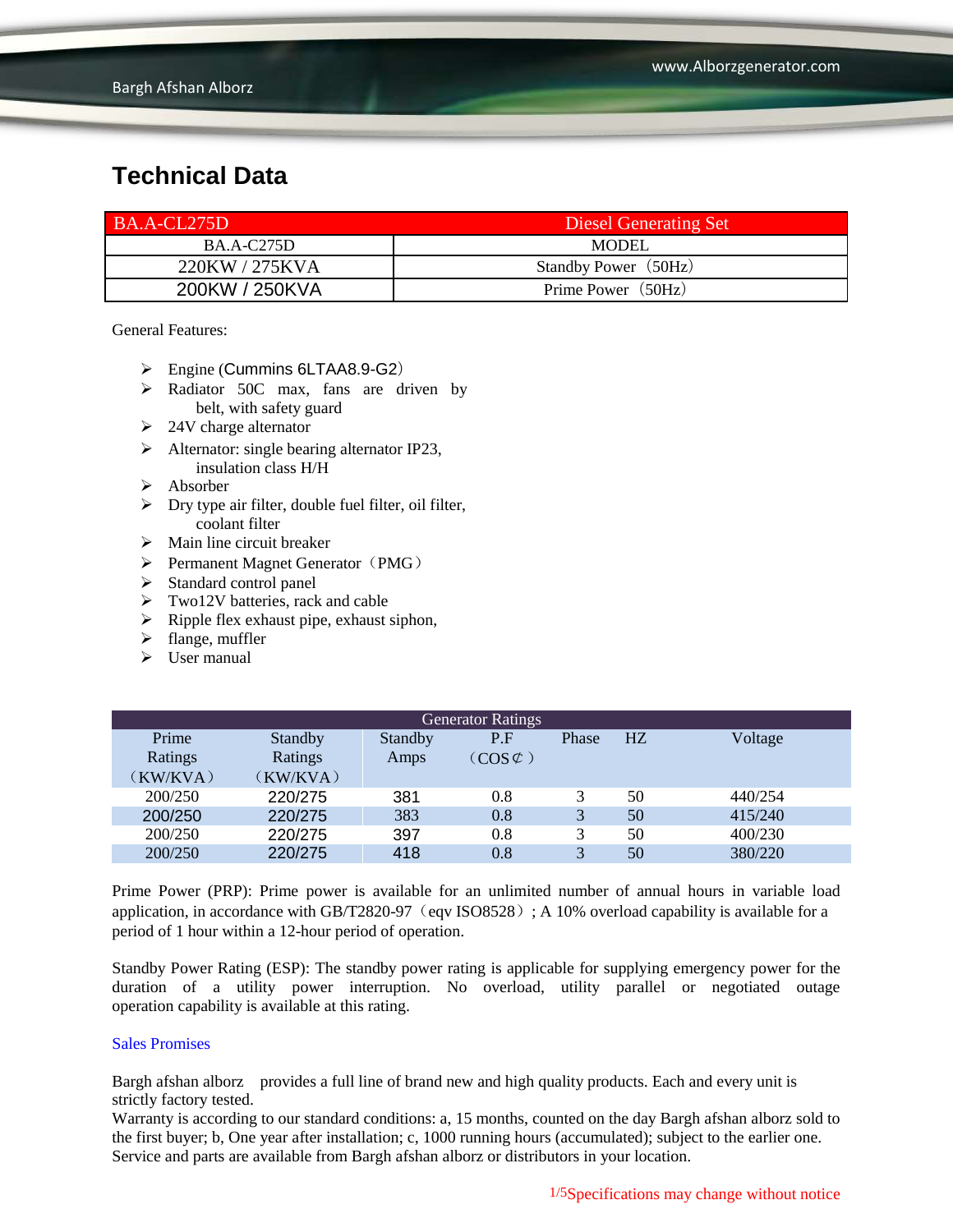# Technical Data

| BA.A-CL275D | Diesel Generating Set |
|---|---|
| BA.A-C275D | MODEL |
| 220KW / 275KVA | Standby Power（50Hz） |
| 200KW / 250KVA | Prime Power（50Hz） |

General Features:

- Engine (Cummins 6LTAA8.9-G2）
- Radiator 50C max, fans are driven by belt, with safety guard
- 24V charge alternator
- Alternator: single bearing alternator IP23, insulation class H/H
- Absorber
- Dry type air filter, double fuel filter, oil filter, coolant filter
- Main line circuit breaker
- Permanent Magnet Generator（PMG）
- Standard control panel
- Two12V batteries, rack and cable
- Ripple flex exhaust pipe, exhaust siphon,
- flange, muffler
- User manual

| Generator Ratings | | | | | | |
|---|---|---|---|---|---|---|
| Prime Ratings （KW/KVA） | Standby Ratings （KW/KVA） | Standby Amps | P.F （COS⊄） | Phase | HZ | Voltage |
| 200/250 | 220/275 | 381 | 0.8 | 3 | 50 | 440/254 |
| 200/250 | 220/275 | 383 | 0.8 | 3 | 50 | 415/240 |
| 200/250 | 220/275 | 397 | 0.8 | 3 | 50 | 400/230 |
| 200/250 | 220/275 | 418 | 0.8 | 3 | 50 | 380/220 |

Prime Power (PRP): Prime power is available for an unlimited number of annual hours in variable load application, in accordance with GB/T2820-97（eqv ISO8528）; A 10% overload capability is available for a period of 1 hour within a 12-hour period of operation.

Standby Power Rating (ESP): The standby power rating is applicable for supplying emergency power for the duration of a utility power interruption. No overload, utility parallel or negotiated outage operation capability is available at this rating.

Sales Promises

Bargh afshan alborz provides a full line of brand new and high quality products. Each and every unit is strictly factory tested.
Warranty is according to our standard conditions: a, 15 months, counted on the day Bargh afshan alborz sold to the first buyer; b, One year after installation; c, 1000 running hours (accumulated); subject to the earlier one. Service and parts are available from Bargh afshan alborz or distributors in your location.

Specifications may change without notice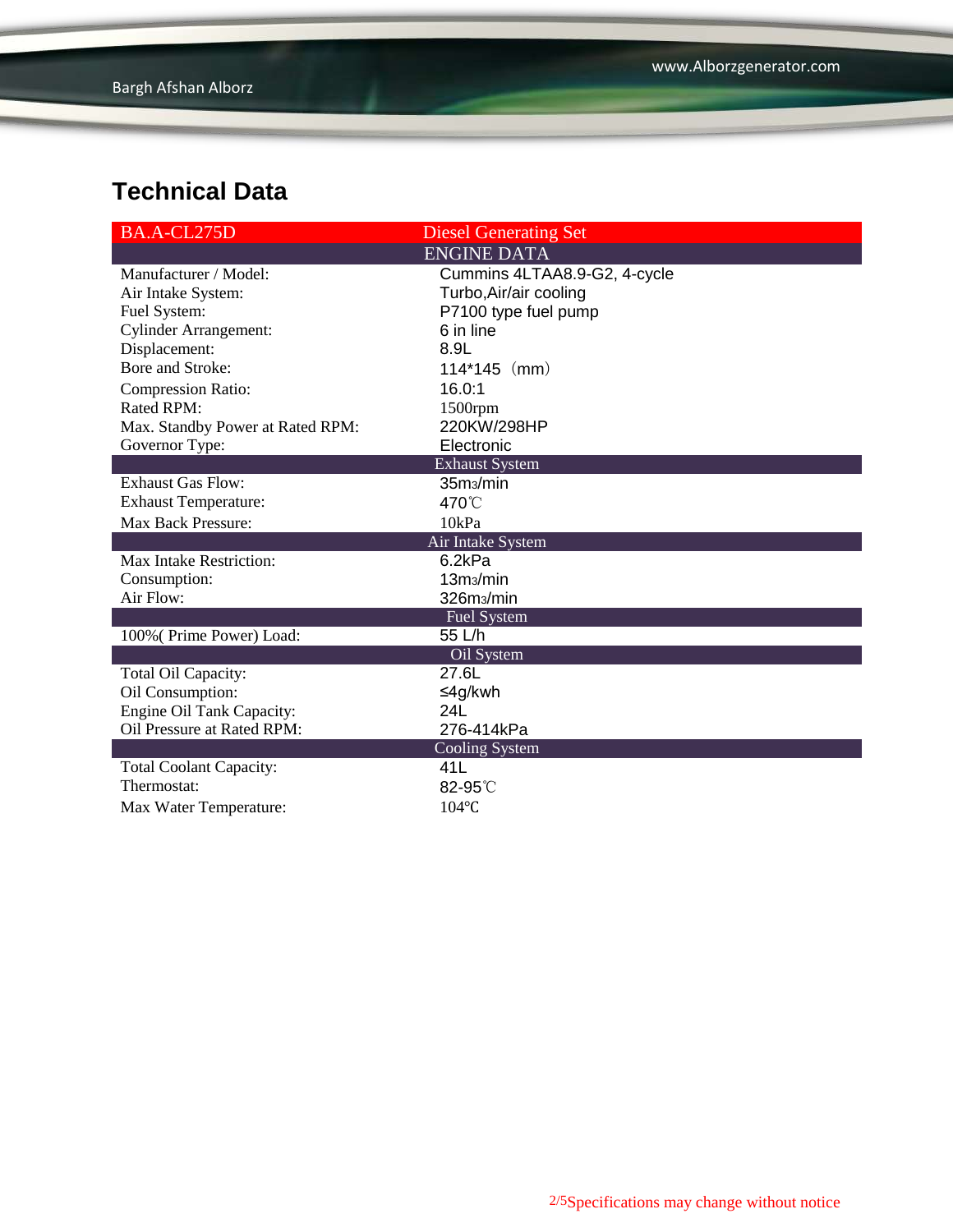## Technical Data

| BA.A-CL275D | Diesel Generating Set |
|---|---|
| **ENGINE DATA** | |
| Manufacturer / Model: | Cummins 4LTAA8.9-G2, 4-cycle |
| Air Intake System: | Turbo,Air/air cooling |
| Fuel System: | P7100 type fuel pump |
| Cylinder Arrangement: | 6 in line |
| Displacement: | 8.9L |
| Bore and Stroke: | 114*145（mm） |
| Compression Ratio: | 16.0:1 |
| Rated RPM: | 1500rpm |
| Max. Standby Power at Rated RPM: | 220KW/298HP |
| Governor Type: | Electronic |
| **Exhaust System** | |
| Exhaust Gas Flow: | 35m3/min |
| Exhaust Temperature: | 470℃ |
| Max Back Pressure: | 10kPa |
| **Air Intake System** | |
| Max Intake Restriction: | 6.2kPa |
| Consumption: | 13m3/min |
| Air Flow: | 326m3/min |
| **Fuel System** | |
| 100%( Prime Power) Load: | 55 L/h |
| **Oil System** | |
| Total Oil Capacity: | 27.6L |
| Oil Consumption: | ≤4g/kwh |
| Engine Oil Tank Capacity: | 24L |
| Oil Pressure at Rated RPM: | 276-414kPa |
| **Cooling System** | |
| Total Coolant Capacity: | 41L |
| Thermostat: | 82-95℃ |
| Max Water Temperature: | 104℃ |

Specifications may change without notice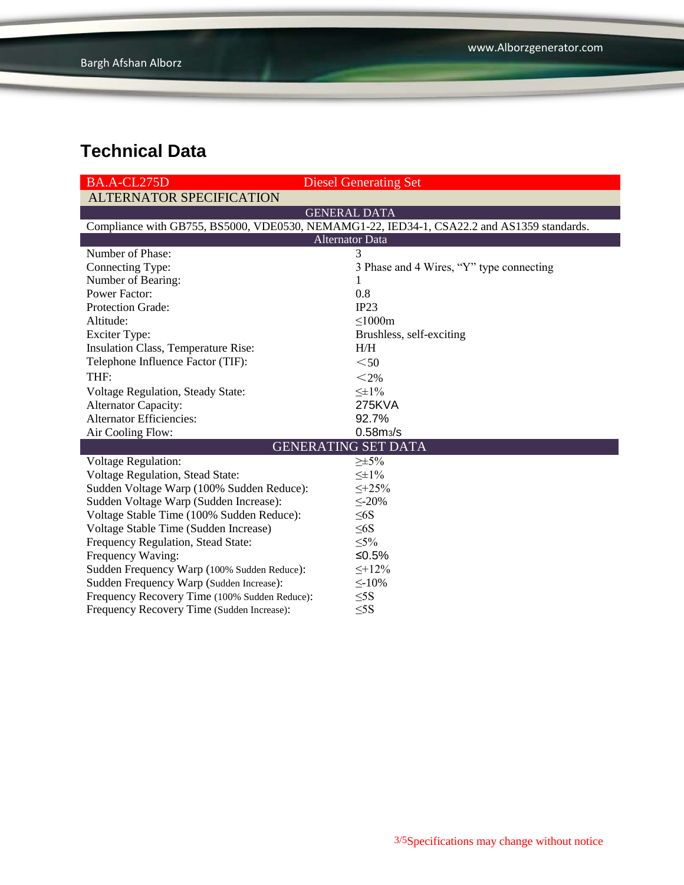## Technical Data

| BA.A-CL275D | Diesel Generating Set |
|---|---|
| **ALTERNATOR SPECIFICATION** | |
| **GENERAL DATA** | |
| Compliance with GB755, BS5000, VDE0530, NEMAMG1-22, IED34-1, CSA22.2 and AS1359 standards. | |
| **Alternator Data** | |
| Number of Phase: | 3 |
| Connecting Type: | 3 Phase and 4 Wires, "Y" type connecting |
| Number of Bearing: | 1 |
| Power Factor: | 0.8 |
| Protection Grade: | IP23 |
| Altitude: | ≤1000m |
| Exciter Type: | Brushless, self-exciting |
| Insulation Class, Temperature Rise: | H/H |
| Telephone Influence Factor (TIF): | ＜50 |
| THF: | ＜2% |
| Voltage Regulation, Steady State: | ≤±1% |
| Alternator Capacity: | 275KVA |
| Alternator Efficiencies: | 92.7% |
| Air Cooling Flow: | $0.58m^3/s$ |
| **GENERATING SET DATA** | |
| Voltage Regulation: | ≥±5% |
| Voltage Regulation, Stead State: | ≤±1% |
| Sudden Voltage Warp (100% Sudden Reduce): | ≤+25% |
| Sudden Voltage Warp (Sudden Increase): | ≤-20% |
| Voltage Stable Time (100% Sudden Reduce): | ≤6S |
| Voltage Stable Time (Sudden Increase) | ≤6S |
| Frequency Regulation, Stead State: | ≤5% |
| Frequency Waving: | ≤0.5% |
| Sudden Frequency Warp (100% Sudden Reduce): | ≤+12% |
| Sudden Frequency Warp (Sudden Increase): | ≤-10% |
| Frequency Recovery Time (100% Sudden Reduce): | ≤5S |
| Frequency Recovery Time (Sudden Increase): | ≤5S |

Specifications may change without notice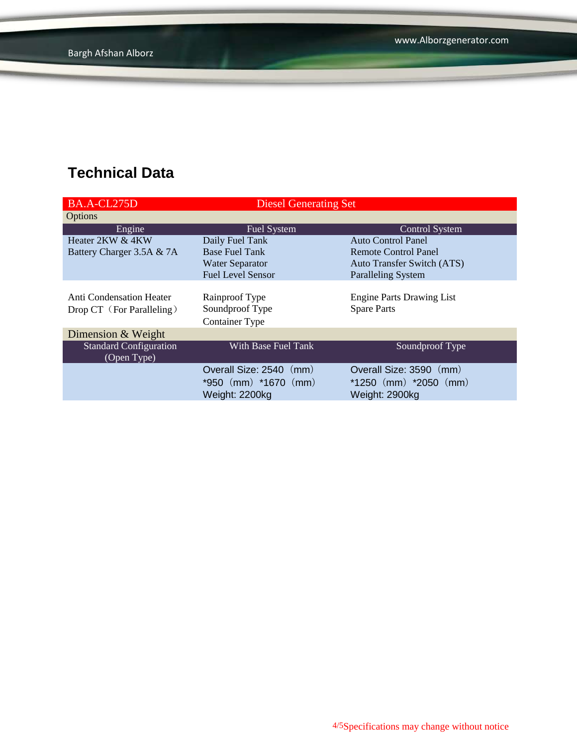## Technical Data

| BA.A-CL275D | Diesel Generating Set | |
|---|---|---|
| **Options** | | |
| **Engine** | **Fuel System** | **Control System** |
| Heater 2KW & 4KW<br>Battery Charger 3.5A & 7A | Daily Fuel Tank<br>Base Fuel Tank<br>Water Separator<br>Fuel Level Sensor | Auto Control Panel<br>Remote Control Panel<br>Auto Transfer Switch (ATS)<br>Paralleling System |
| Anti Condensation Heater<br>Drop CT（For Paralleling） | Rainproof Type<br>Soundproof Type<br>Container Type | Engine Parts Drawing List<br>Spare Parts |
| **Dimension & Weight** | | |
| **Standard Configuration (Open Type)** | **With Base Fuel Tank** | **Soundproof Type** |
| | Overall Size: 2540（mm）*950（mm）*1670（mm）<br>Weight: 2200kg | Overall Size: 3590（mm）*1250（mm）*2050（mm）<br>Weight: 2900kg |

Specifications may change without notice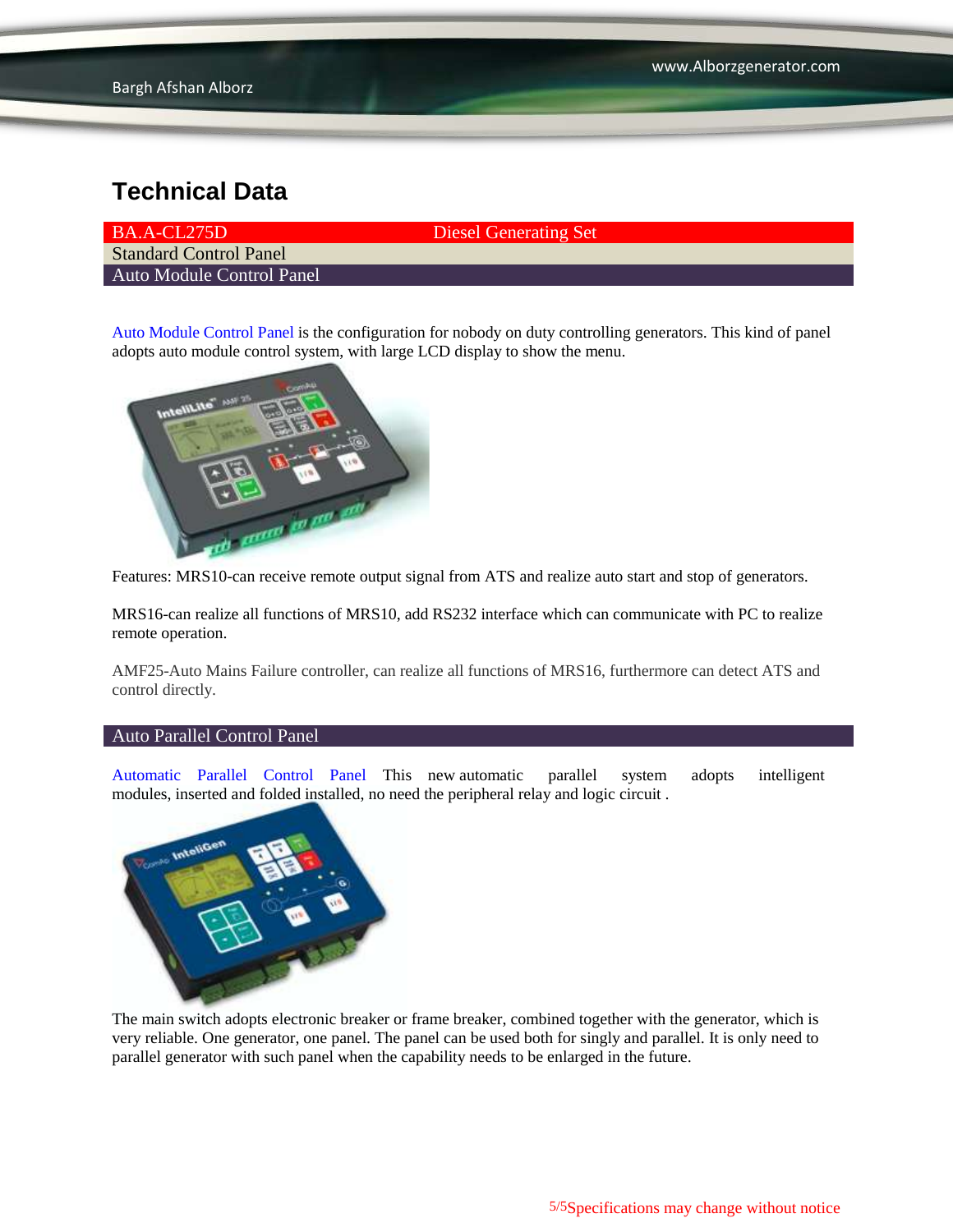# Technical Data

| BA.A-CL275D | Diesel Generating Set |
|---|---|
| Standard Control Panel | |
| Auto Module Control Panel | |

Auto Module Control Panel is the configuration for nobody on duty controlling generators. This kind of panel adopts auto module control system, with large LCD display to show the menu.

Features: MRS10-can receive remote output signal from ATS and realize auto start and stop of generators.

MRS16-can realize all functions of MRS10, add RS232 interface which can communicate with PC to realize remote operation.

AMF25-Auto Mains Failure controller, can realize all functions of MRS16, furthermore can detect ATS and control directly.

## Auto Parallel Control Panel

Automatic Parallel Control Panel This new automatic parallel system adopts intelligent modules, inserted and folded installed, no need the peripheral relay and logic circuit .

The main switch adopts electronic breaker or frame breaker, combined together with the generator, which is very reliable. One generator, one panel. The panel can be used both for singly and parallel. It is only need to parallel generator with such panel when the capability needs to be enlarged in the future.

Specifications may change without notice